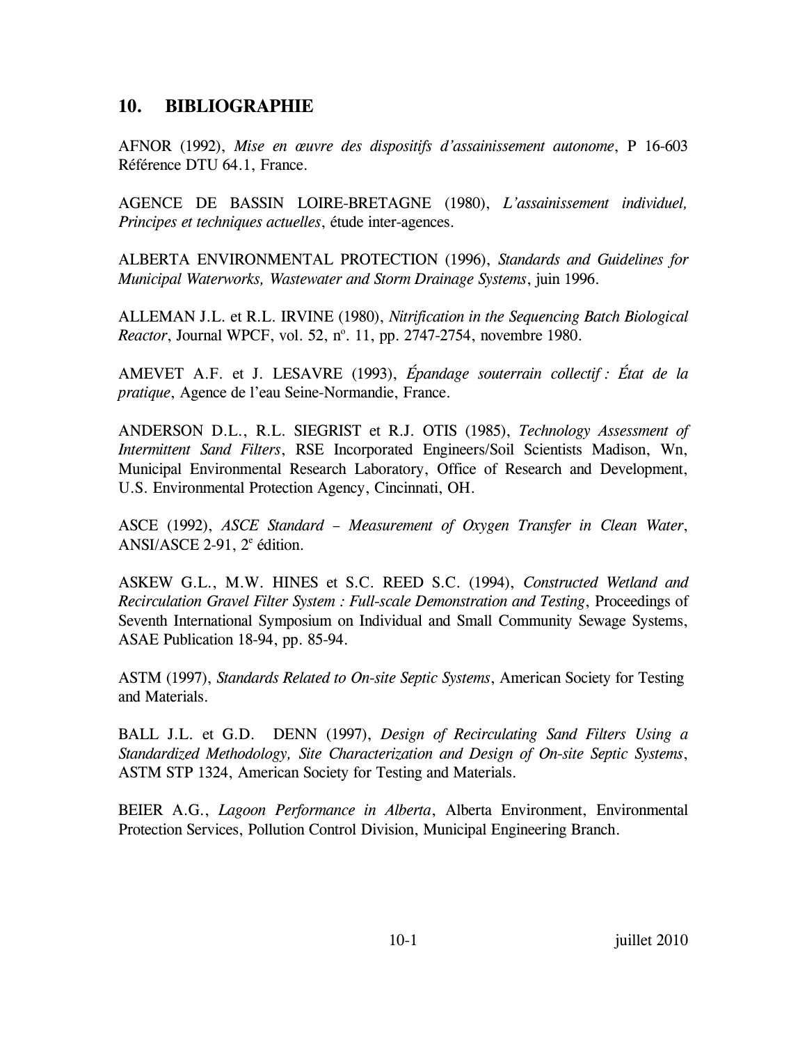## 10. BIBLIOGRAPHIE

AFNOR (1992), *Mise en œuvre des dispositifs d'assainissement autonome*, P 16-603 Référence DTU 64.1, France.

AGENCE DE BASSIN LOIRE-BRETAGNE (1980), *L'assainissement individuel, Principes et techniques actuelles*, étude inter-agences.

ALBERTA ENVIRONMENTAL PROTECTION (1996), *Standards and Guidelines for Municipal Waterworks, Wastewater and Storm Drainage Systems*, juin 1996.

ALLEMAN J.L. et R.L. IRVINE (1980), *Nitrification in the Sequencing Batch Biological Reactor*, Journal WPCF, vol. 52, nº. 11, pp. 2747-2754, novembre 1980.

AMEVET A.F. et J. LESAVRE (1993), *Épandage souterrain collectif : État de la pratique*, Agence de l'eau Seine-Normandie, France.

ANDERSON D.L., R.L. SIEGRIST et R.J. OTIS (1985), *Technology Assessment of Intermittent Sand Filters*, RSE Incorporated Engineers/Soil Scientists Madison, Wn, Municipal Environmental Research Laboratory, Office of Research and Development, U.S. Environmental Protection Agency, Cincinnati, OH.

ASCE (1992), *ASCE Standard – Measurement of Oxygen Transfer in Clean Water*, ANSI/ASCE 2-91, 2ᵉ édition.

ASKEW G.L., M.W. HINES et S.C. REED S.C. (1994), *Constructed Wetland and Recirculation Gravel Filter System : Full-scale Demonstration and Testing*, Proceedings of Seventh International Symposium on Individual and Small Community Sewage Systems, ASAE Publication 18-94, pp. 85-94.

ASTM (1997), *Standards Related to On-site Septic Systems*, American Society for Testing and Materials.

BALL J.L. et G.D. DENN (1997), *Design of Recirculating Sand Filters Using a Standardized Methodology, Site Characterization and Design of On-site Septic Systems*, ASTM STP 1324, American Society for Testing and Materials.

BEIER A.G., *Lagoon Performance in Alberta*, Alberta Environment, Environmental Protection Services, Pollution Control Division, Municipal Engineering Branch.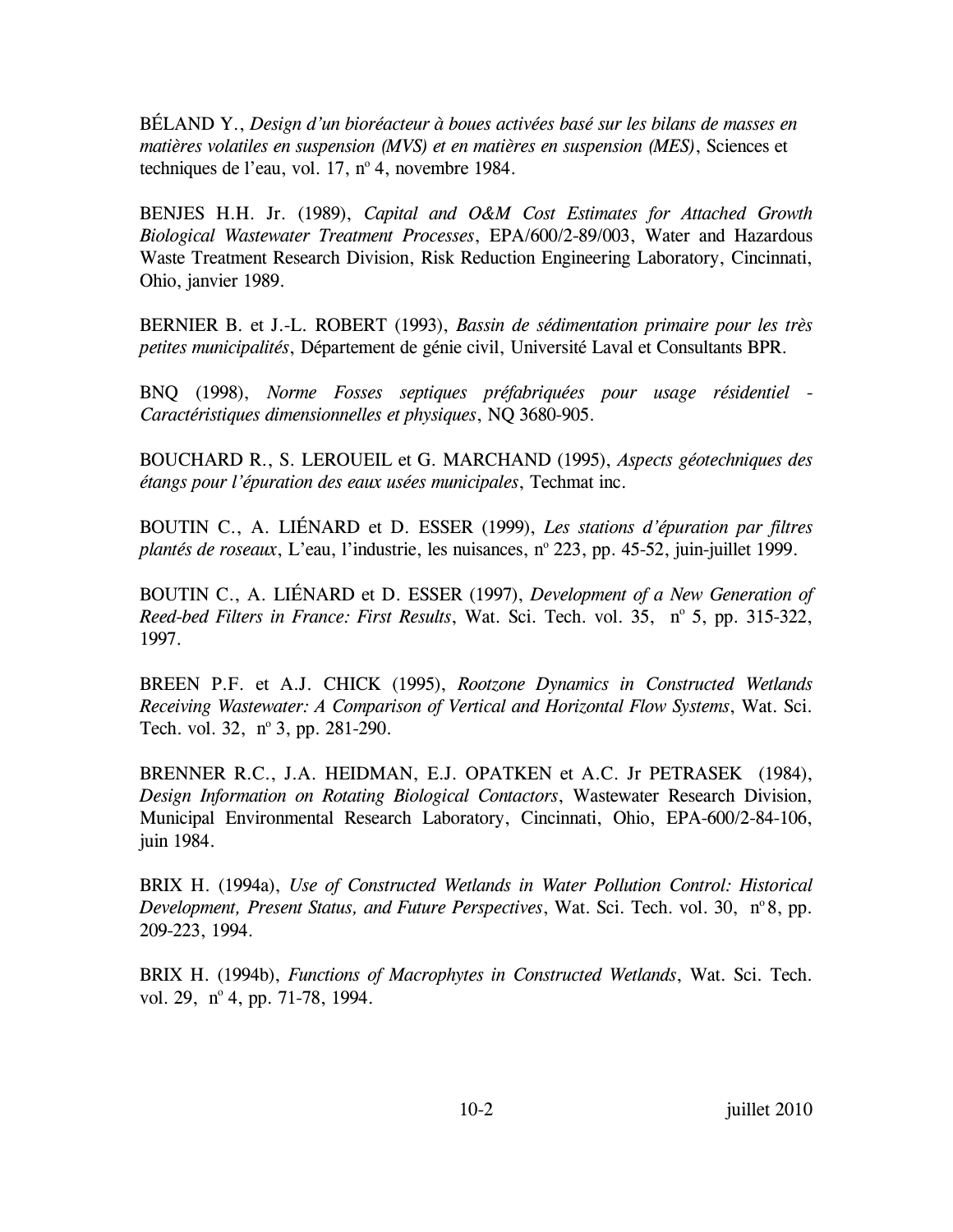BÉLAND Y., *Design d'un bioréacteur à boues activées basé sur les bilans de masses en matières volatiles en suspension (MVS) et en matières en suspension (MES)*, Sciences et techniques de l'eau, vol. 17, nº 4, novembre 1984.

BENJES H.H. Jr. (1989), *Capital and O&M Cost Estimates for Attached Growth Biological Wastewater Treatment Processes*, EPA/600/2-89/003, Water and Hazardous Waste Treatment Research Division, Risk Reduction Engineering Laboratory, Cincinnati, Ohio, janvier 1989.

BERNIER B. et J.-L. ROBERT (1993), *Bassin de sédimentation primaire pour les très petites municipalités*, Département de génie civil, Université Laval et Consultants BPR.

BNQ (1998), *Norme Fosses septiques préfabriquées pour usage résidentiel - Caractéristiques dimensionnelles et physiques*, NQ 3680-905.

BOUCHARD R., S. LEROUEIL et G. MARCHAND (1995), *Aspects géotechniques des étangs pour l'épuration des eaux usées municipales*, Techmat inc.

BOUTIN C., A. LIÉNARD et D. ESSER (1999), *Les stations d'épuration par filtres plantés de roseaux*, L'eau, l'industrie, les nuisances, nº 223, pp. 45-52, juin-juillet 1999.

BOUTIN C., A. LIÉNARD et D. ESSER (1997), *Development of a New Generation of Reed-bed Filters in France: First Results*, Wat. Sci. Tech. vol. 35, nº 5, pp. 315-322, 1997.

BREEN P.F. et A.J. CHICK (1995), *Rootzone Dynamics in Constructed Wetlands Receiving Wastewater: A Comparison of Vertical and Horizontal Flow Systems*, Wat. Sci. Tech. vol. 32, nº 3, pp. 281-290.

BRENNER R.C., J.A. HEIDMAN, E.J. OPATKEN et A.C. Jr PETRASEK (1984), *Design Information on Rotating Biological Contactors*, Wastewater Research Division, Municipal Environmental Research Laboratory, Cincinnati, Ohio, EPA-600/2-84-106, juin 1984.

BRIX H. (1994a), *Use of Constructed Wetlands in Water Pollution Control: Historical Development, Present Status, and Future Perspectives*, Wat. Sci. Tech. vol. 30, nº 8, pp. 209-223, 1994.

BRIX H. (1994b), *Functions of Macrophytes in Constructed Wetlands*, Wat. Sci. Tech. vol. 29, nº 4, pp. 71-78, 1994.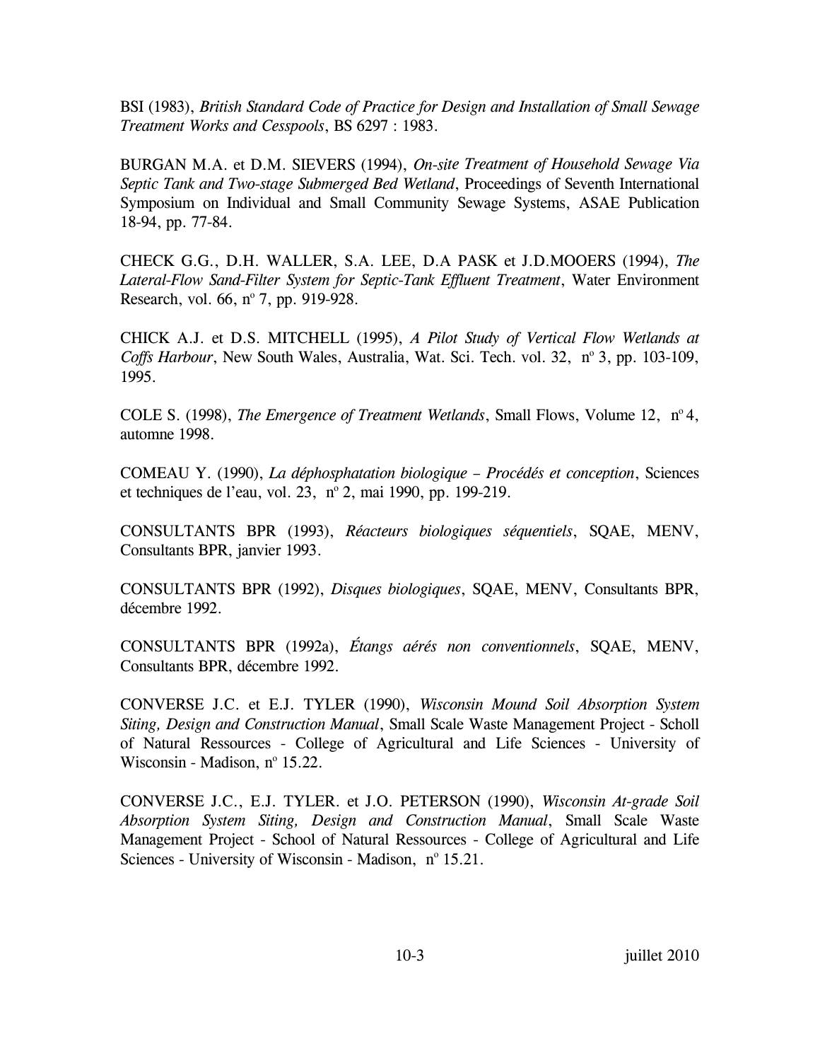BSI (1983), *British Standard Code of Practice for Design and Installation of Small Sewage Treatment Works and Cesspools*, BS 6297 : 1983.

BURGAN M.A. et D.M. SIEVERS (1994), *On-site Treatment of Household Sewage Via Septic Tank and Two-stage Submerged Bed Wetland*, Proceedings of Seventh International Symposium on Individual and Small Community Sewage Systems, ASAE Publication 18-94, pp. 77-84.

CHECK G.G., D.H. WALLER, S.A. LEE, D.A PASK et J.D.MOOERS (1994), *The Lateral-Flow Sand-Filter System for Septic-Tank Effluent Treatment*, Water Environment Research, vol. 66, nº 7, pp. 919-928.

CHICK A.J. et D.S. MITCHELL (1995), *A Pilot Study of Vertical Flow Wetlands at Coffs Harbour*, New South Wales, Australia, Wat. Sci. Tech. vol. 32, nº 3, pp. 103-109, 1995.

COLE S. (1998), *The Emergence of Treatment Wetlands*, Small Flows, Volume 12, nº 4, automne 1998.

COMEAU Y. (1990), *La déphosphatation biologique – Procédés et conception*, Sciences et techniques de l'eau, vol. 23, nº 2, mai 1990, pp. 199-219.

CONSULTANTS BPR (1993), *Réacteurs biologiques séquentiels*, SQAE, MENV, Consultants BPR, janvier 1993.

CONSULTANTS BPR (1992), *Disques biologiques*, SQAE, MENV, Consultants BPR, décembre 1992.

CONSULTANTS BPR (1992a), *Étangs aérés non conventionnels*, SQAE, MENV, Consultants BPR, décembre 1992.

CONVERSE J.C. et E.J. TYLER (1990), *Wisconsin Mound Soil Absorption System Siting, Design and Construction Manual*, Small Scale Waste Management Project - Scholl of Natural Ressources - College of Agricultural and Life Sciences - University of Wisconsin - Madison, nº 15.22.

CONVERSE J.C., E.J. TYLER. et J.O. PETERSON (1990), *Wisconsin At-grade Soil Absorption System Siting, Design and Construction Manual*, Small Scale Waste Management Project - School of Natural Ressources - College of Agricultural and Life Sciences - University of Wisconsin - Madison, nº 15.21.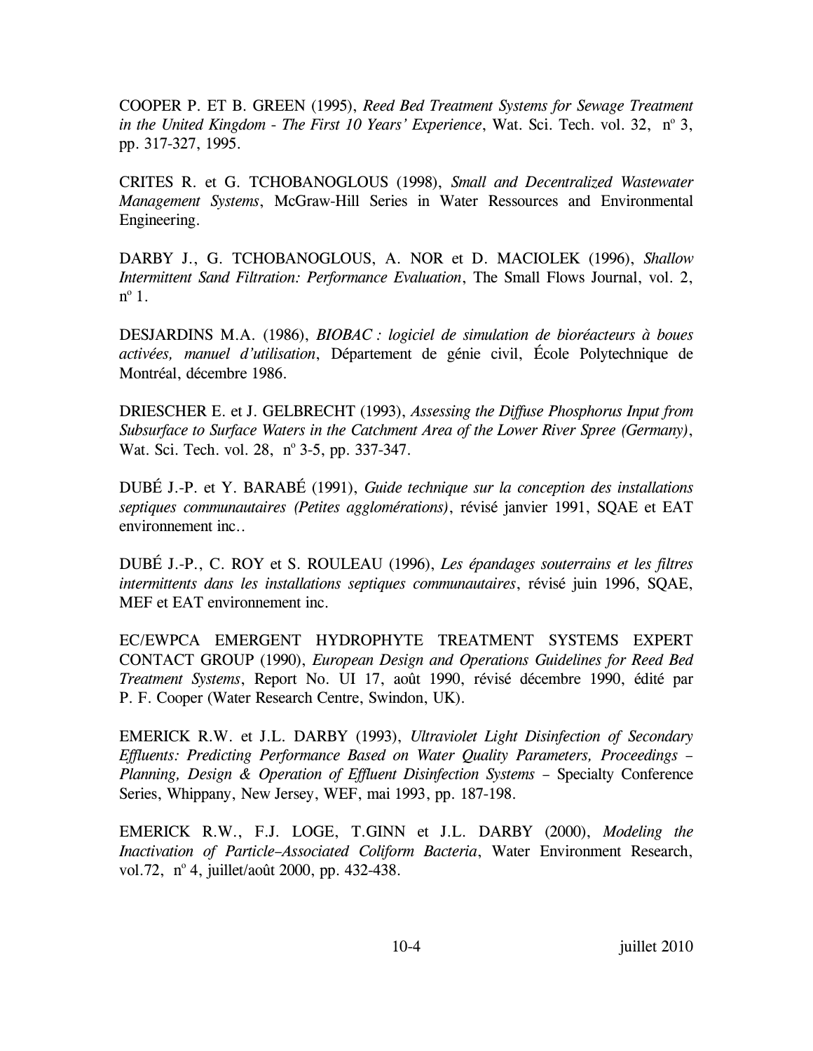COOPER P. ET B. GREEN (1995), *Reed Bed Treatment Systems for Sewage Treatment in the United Kingdom - The First 10 Years' Experience*, Wat. Sci. Tech. vol. 32, n° 3, pp. 317-327, 1995.

CRITES R. et G. TCHOBANOGLOUS (1998), *Small and Decentralized Wastewater Management Systems*, McGraw-Hill Series in Water Ressources and Environmental Engineering.

DARBY J., G. TCHOBANOGLOUS, A. NOR et D. MACIOLEK (1996), *Shallow Intermittent Sand Filtration: Performance Evaluation*, The Small Flows Journal, vol. 2, n° 1.

DESJARDINS M.A. (1986), *BIOBAC : logiciel de simulation de bioréacteurs à boues activées, manuel d'utilisation*, Département de génie civil, École Polytechnique de Montréal, décembre 1986.

DRIESCHER E. et J. GELBRECHT (1993), *Assessing the Diffuse Phosphorus Input from Subsurface to Surface Waters in the Catchment Area of the Lower River Spree (Germany)*, Wat. Sci. Tech. vol. 28, n° 3-5, pp. 337-347.

DUBÉ J.-P. et Y. BARABÉ (1991), *Guide technique sur la conception des installations septiques communautaires (Petites agglomérations)*, révisé janvier 1991, SQAE et EAT environnement inc..

DUBÉ J.-P., C. ROY et S. ROULEAU (1996), *Les épandages souterrains et les filtres intermittents dans les installations septiques communautaires*, révisé juin 1996, SQAE, MEF et EAT environnement inc.

EC/EWPCA EMERGENT HYDROPHYTE TREATMENT SYSTEMS EXPERT CONTACT GROUP (1990), *European Design and Operations Guidelines for Reed Bed Treatment Systems*, Report No. UI 17, août 1990, révisé décembre 1990, édité par P. F. Cooper (Water Research Centre, Swindon, UK).

EMERICK R.W. et J.L. DARBY (1993), *Ultraviolet Light Disinfection of Secondary Effluents: Predicting Performance Based on Water Quality Parameters, Proceedings – Planning, Design & Operation of Effluent Disinfection Systems* – Specialty Conference Series, Whippany, New Jersey, WEF, mai 1993, pp. 187-198.

EMERICK R.W., F.J. LOGE, T.GINN et J.L. DARBY (2000), *Modeling the Inactivation of Particle–Associated Coliform Bacteria*, Water Environment Research, vol.72, n° 4, juillet/août 2000, pp. 432-438.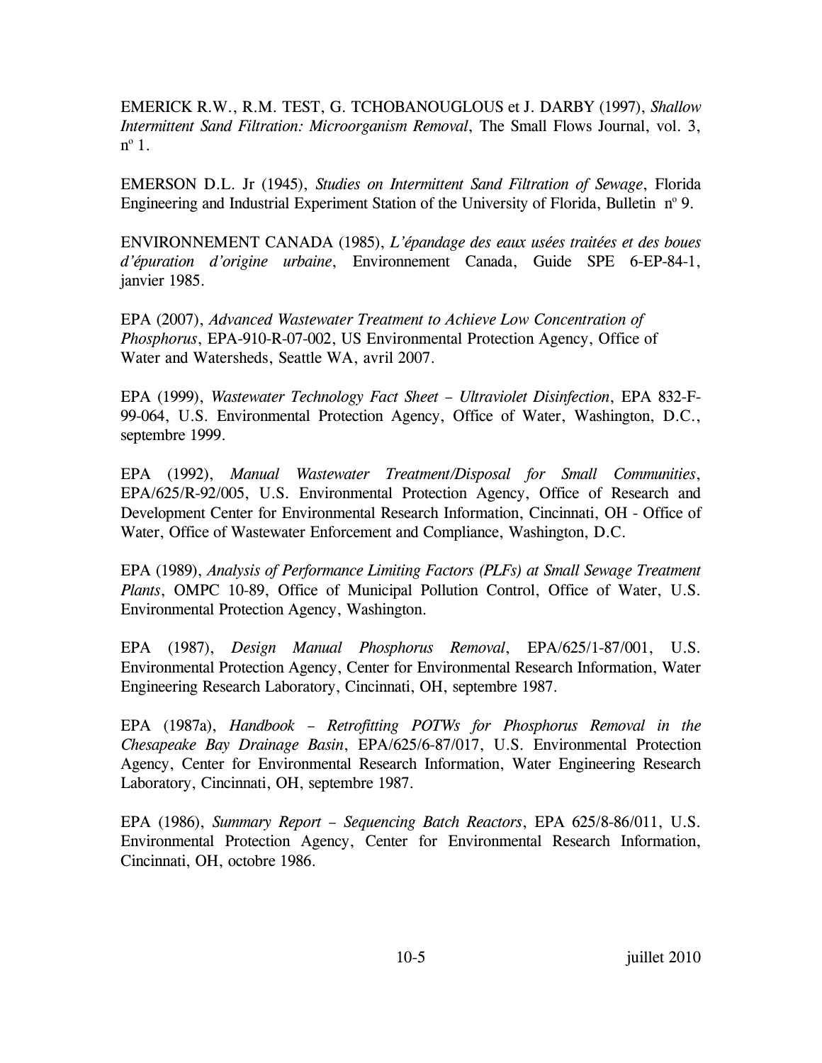EMERICK R.W., R.M. TEST, G. TCHOBANOUGLOUS et J. DARBY (1997), *Shallow Intermittent Sand Filtration: Microorganism Removal*, The Small Flows Journal, vol. 3, nº 1.

EMERSON D.L. Jr (1945), *Studies on Intermittent Sand Filtration of Sewage*, Florida Engineering and Industrial Experiment Station of the University of Florida, Bulletin nº 9.

ENVIRONNEMENT CANADA (1985), *L'épandage des eaux usées traitées et des boues d'épuration d'origine urbaine*, Environnement Canada, Guide SPE 6-EP-84-1, janvier 1985.

EPA (2007), *Advanced Wastewater Treatment to Achieve Low Concentration of Phosphorus*, EPA-910-R-07-002, US Environmental Protection Agency, Office of Water and Watersheds, Seattle WA, avril 2007.

EPA (1999), *Wastewater Technology Fact Sheet – Ultraviolet Disinfection*, EPA 832-F-99-064, U.S. Environmental Protection Agency, Office of Water, Washington, D.C., septembre 1999.

EPA (1992), *Manual Wastewater Treatment/Disposal for Small Communities*, EPA/625/R-92/005, U.S. Environmental Protection Agency, Office of Research and Development Center for Environmental Research Information, Cincinnati, OH - Office of Water, Office of Wastewater Enforcement and Compliance, Washington, D.C.

EPA (1989), *Analysis of Performance Limiting Factors (PLFs) at Small Sewage Treatment Plants*, OMPC 10-89, Office of Municipal Pollution Control, Office of Water, U.S. Environmental Protection Agency, Washington.

EPA (1987), *Design Manual Phosphorus Removal*, EPA/625/1-87/001, U.S. Environmental Protection Agency, Center for Environmental Research Information, Water Engineering Research Laboratory, Cincinnati, OH, septembre 1987.

EPA (1987a), *Handbook – Retrofitting POTWs for Phosphorus Removal in the Chesapeake Bay Drainage Basin*, EPA/625/6-87/017, U.S. Environmental Protection Agency, Center for Environmental Research Information, Water Engineering Research Laboratory, Cincinnati, OH, septembre 1987.

EPA (1986), *Summary Report – Sequencing Batch Reactors*, EPA 625/8-86/011, U.S. Environmental Protection Agency, Center for Environmental Research Information, Cincinnati, OH, octobre 1986.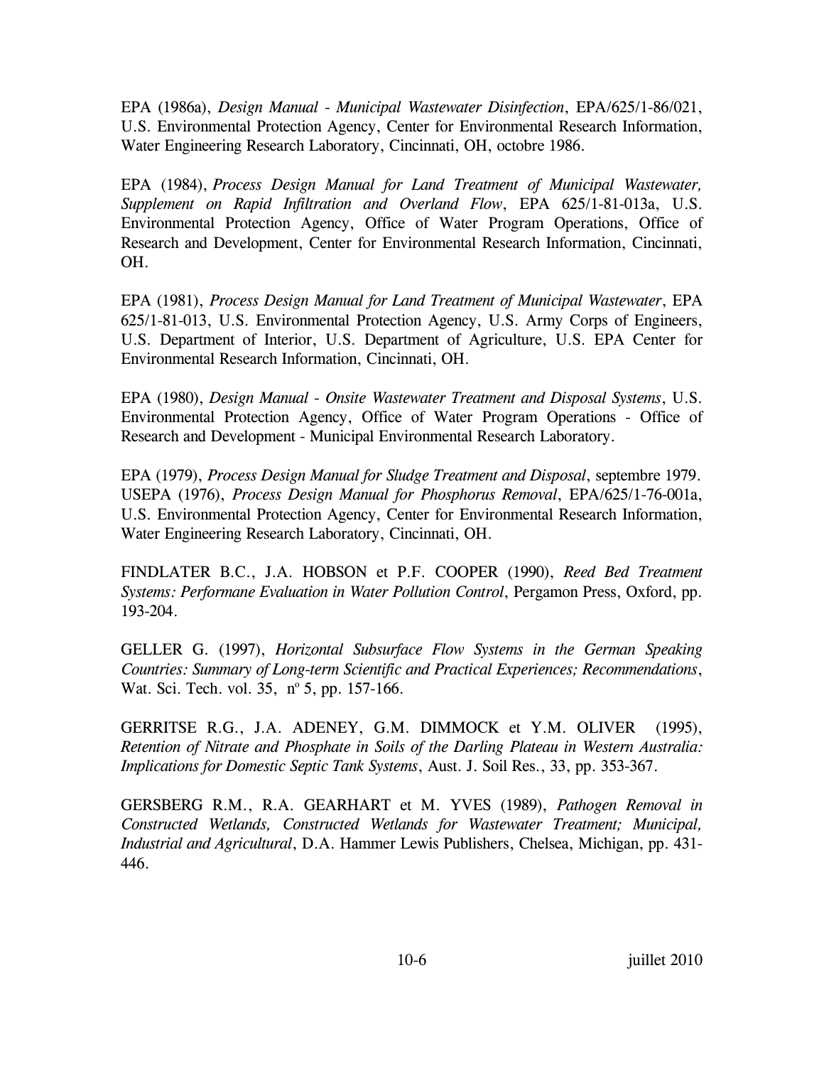EPA (1986a), *Design Manual - Municipal Wastewater Disinfection*, EPA/625/1-86/021, U.S. Environmental Protection Agency, Center for Environmental Research Information, Water Engineering Research Laboratory, Cincinnati, OH, octobre 1986.

EPA (1984), *Process Design Manual for Land Treatment of Municipal Wastewater, Supplement on Rapid Infiltration and Overland Flow*, EPA 625/1-81-013a, U.S. Environmental Protection Agency, Office of Water Program Operations, Office of Research and Development, Center for Environmental Research Information, Cincinnati, OH.

EPA (1981), *Process Design Manual for Land Treatment of Municipal Wastewater*, EPA 625/1-81-013, U.S. Environmental Protection Agency, U.S. Army Corps of Engineers, U.S. Department of Interior, U.S. Department of Agriculture, U.S. EPA Center for Environmental Research Information, Cincinnati, OH.

EPA (1980), *Design Manual - Onsite Wastewater Treatment and Disposal Systems*, U.S. Environmental Protection Agency, Office of Water Program Operations - Office of Research and Development - Municipal Environmental Research Laboratory.

EPA (1979), *Process Design Manual for Sludge Treatment and Disposal*, septembre 1979.
USEPA (1976), *Process Design Manual for Phosphorus Removal*, EPA/625/1-76-001a, U.S. Environmental Protection Agency, Center for Environmental Research Information, Water Engineering Research Laboratory, Cincinnati, OH.

FINDLATER B.C., J.A. HOBSON et P.F. COOPER (1990), *Reed Bed Treatment Systems: Performane Evaluation in Water Pollution Control*, Pergamon Press, Oxford, pp. 193-204.

GELLER G. (1997), *Horizontal Subsurface Flow Systems in the German Speaking Countries: Summary of Long-term Scientific and Practical Experiences; Recommendations*, Wat. Sci. Tech. vol. 35, nº 5, pp. 157-166.

GERRITSE R.G., J.A. ADENEY, G.M. DIMMOCK et Y.M. OLIVER (1995), *Retention of Nitrate and Phosphate in Soils of the Darling Plateau in Western Australia: Implications for Domestic Septic Tank Systems*, Aust. J. Soil Res., 33, pp. 353-367.

GERSBERG R.M., R.A. GEARHART et M. YVES (1989), *Pathogen Removal in Constructed Wetlands, Constructed Wetlands for Wastewater Treatment; Municipal, Industrial and Agricultural*, D.A. Hammer Lewis Publishers, Chelsea, Michigan, pp. 431-446.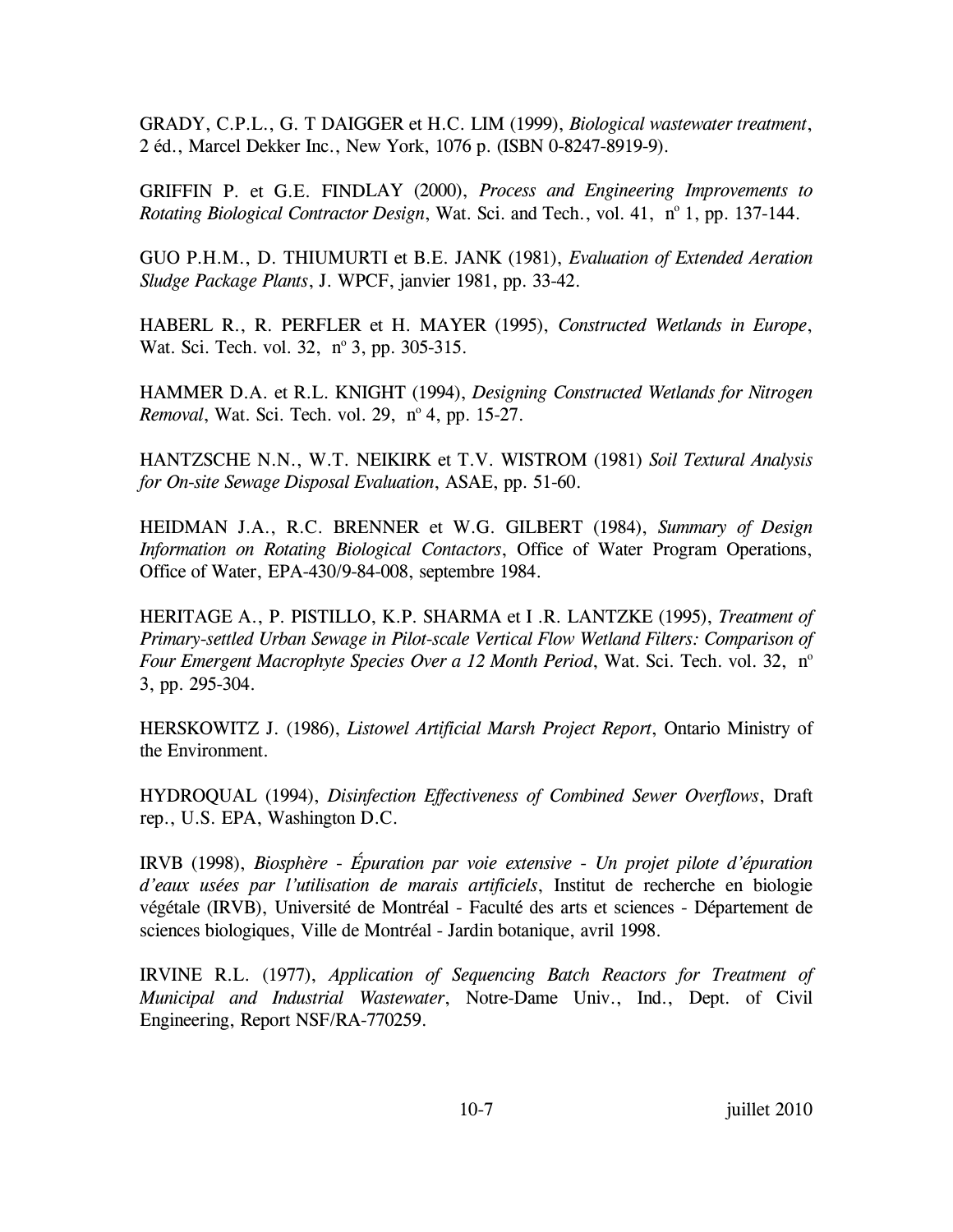GRADY, C.P.L., G. T DAIGGER et H.C. LIM (1999), *Biological wastewater treatment*, 2 éd., Marcel Dekker Inc., New York, 1076 p. (ISBN 0-8247-8919-9).

GRIFFIN P. et G.E. FINDLAY (2000), *Process and Engineering Improvements to Rotating Biological Contractor Design*, Wat. Sci. and Tech., vol. 41, nº 1, pp. 137-144.

GUO P.H.M., D. THIUMURTI et B.E. JANK (1981), *Evaluation of Extended Aeration Sludge Package Plants*, J. WPCF, janvier 1981, pp. 33-42.

HABERL R., R. PERFLER et H. MAYER (1995), *Constructed Wetlands in Europe*, Wat. Sci. Tech. vol. 32, nº 3, pp. 305-315.

HAMMER D.A. et R.L. KNIGHT (1994), *Designing Constructed Wetlands for Nitrogen Removal*, Wat. Sci. Tech. vol. 29, nº 4, pp. 15-27.

HANTZSCHE N.N., W.T. NEIKIRK et T.V. WISTROM (1981) *Soil Textural Analysis for On-site Sewage Disposal Evaluation*, ASAE, pp. 51-60.

HEIDMAN J.A., R.C. BRENNER et W.G. GILBERT (1984), *Summary of Design Information on Rotating Biological Contactors*, Office of Water Program Operations, Office of Water, EPA-430/9-84-008, septembre 1984.

HERITAGE A., P. PISTILLO, K.P. SHARMA et I .R. LANTZKE (1995), *Treatment of Primary-settled Urban Sewage in Pilot-scale Vertical Flow Wetland Filters: Comparison of Four Emergent Macrophyte Species Over a 12 Month Period*, Wat. Sci. Tech. vol. 32, nº 3, pp. 295-304.

HERSKOWITZ J. (1986), *Listowel Artificial Marsh Project Report*, Ontario Ministry of the Environment.

HYDROQUAL (1994), *Disinfection Effectiveness of Combined Sewer Overflows*, Draft rep., U.S. EPA, Washington D.C.

IRVB (1998), *Biosphère - Épuration par voie extensive - Un projet pilote d'épuration d'eaux usées par l'utilisation de marais artificiels*, Institut de recherche en biologie végétale (IRVB), Université de Montréal - Faculté des arts et sciences - Département de sciences biologiques, Ville de Montréal - Jardin botanique, avril 1998.

IRVINE R.L. (1977), *Application of Sequencing Batch Reactors for Treatment of Municipal and Industrial Wastewater*, Notre-Dame Univ., Ind., Dept. of Civil Engineering, Report NSF/RA-770259.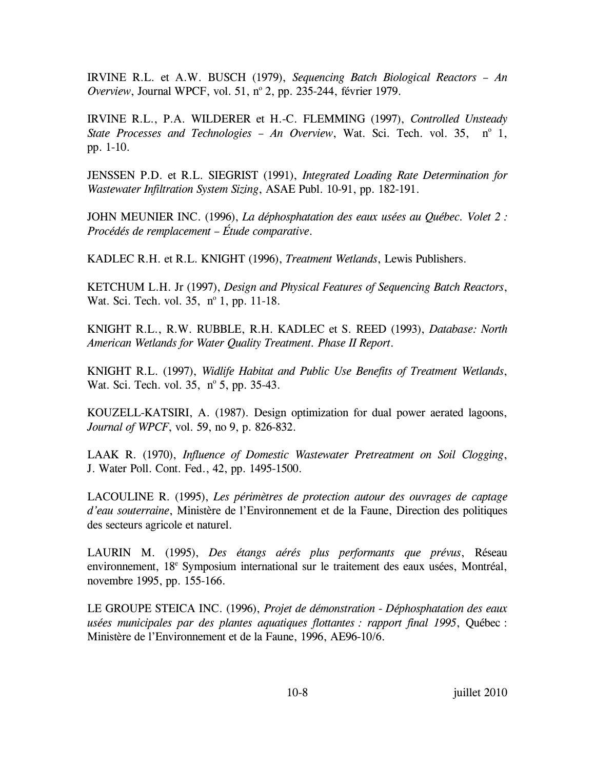IRVINE R.L. et A.W. BUSCH (1979), *Sequencing Batch Biological Reactors – An Overview*, Journal WPCF, vol. 51, nº 2, pp. 235-244, février 1979.

IRVINE R.L., P.A. WILDERER et H.-C. FLEMMING (1997), *Controlled Unsteady State Processes and Technologies – An Overview*, Wat. Sci. Tech. vol. 35, nº 1, pp. 1-10.

JENSSEN P.D. et R.L. SIEGRIST (1991), *Integrated Loading Rate Determination for Wastewater Infiltration System Sizing*, ASAE Publ. 10-91, pp. 182-191.

JOHN MEUNIER INC. (1996), *La déphosphatation des eaux usées au Québec. Volet 2 : Procédés de remplacement – Étude comparative*.

KADLEC R.H. et R.L. KNIGHT (1996), *Treatment Wetlands*, Lewis Publishers.

KETCHUM L.H. Jr (1997), *Design and Physical Features of Sequencing Batch Reactors*, Wat. Sci. Tech. vol. 35, nº 1, pp. 11-18.

KNIGHT R.L., R.W. RUBBLE, R.H. KADLEC et S. REED (1993), *Database: North American Wetlands for Water Quality Treatment. Phase II Report*.

KNIGHT R.L. (1997), *Widlife Habitat and Public Use Benefits of Treatment Wetlands*, Wat. Sci. Tech. vol. 35, nº 5, pp. 35-43.

KOUZELL-KATSIRI, A. (1987). Design optimization for dual power aerated lagoons, *Journal of WPCF*, vol. 59, no 9, p. 826-832.

LAAK R. (1970), *Influence of Domestic Wastewater Pretreatment on Soil Clogging*, J. Water Poll. Cont. Fed., 42, pp. 1495-1500.

LACOULINE R. (1995), *Les périmètres de protection autour des ouvrages de captage d'eau souterraine*, Ministère de l'Environnement et de la Faune, Direction des politiques des secteurs agricole et naturel.

LAURIN M. (1995), *Des étangs aérés plus performants que prévus*, Réseau environnement, 18e Symposium international sur le traitement des eaux usées, Montréal, novembre 1995, pp. 155-166.

LE GROUPE STEICA INC. (1996), *Projet de démonstration - Déphosphatation des eaux usées municipales par des plantes aquatiques flottantes : rapport final 1995*, Québec : Ministère de l'Environnement et de la Faune, 1996, AE96-10/6.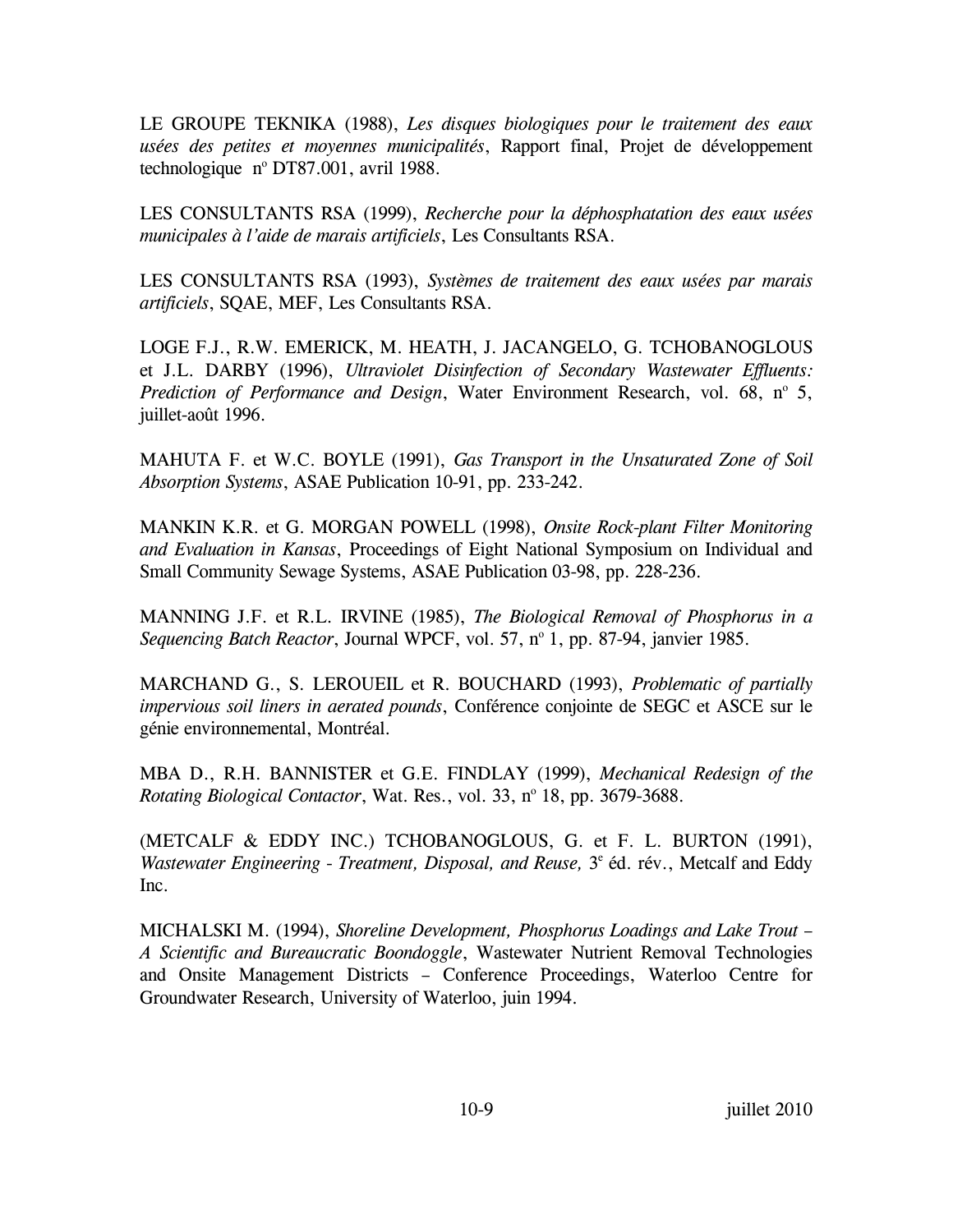LE GROUPE TEKNIKA (1988), *Les disques biologiques pour le traitement des eaux usées des petites et moyennes municipalités*, Rapport final, Projet de développement technologique n° DT87.001, avril 1988.

LES CONSULTANTS RSA (1999), *Recherche pour la déphosphatation des eaux usées municipales à l'aide de marais artificiels*, Les Consultants RSA.

LES CONSULTANTS RSA (1993), *Systèmes de traitement des eaux usées par marais artificiels*, SQAE, MEF, Les Consultants RSA.

LOGE F.J., R.W. EMERICK, M. HEATH, J. JACANGELO, G. TCHOBANOGLOUS et J.L. DARBY (1996), *Ultraviolet Disinfection of Secondary Wastewater Effluents: Prediction of Performance and Design*, Water Environment Research, vol. 68, n° 5, juillet-août 1996.

MAHUTA F. et W.C. BOYLE (1991), *Gas Transport in the Unsaturated Zone of Soil Absorption Systems*, ASAE Publication 10-91, pp. 233-242.

MANKIN K.R. et G. MORGAN POWELL (1998), *Onsite Rock-plant Filter Monitoring and Evaluation in Kansas*, Proceedings of Eight National Symposium on Individual and Small Community Sewage Systems, ASAE Publication 03-98, pp. 228-236.

MANNING J.F. et R.L. IRVINE (1985), *The Biological Removal of Phosphorus in a Sequencing Batch Reactor*, Journal WPCF, vol. 57, n° 1, pp. 87-94, janvier 1985.

MARCHAND G., S. LEROUEIL et R. BOUCHARD (1993), *Problematic of partially impervious soil liners in aerated pounds*, Conférence conjointe de SEGC et ASCE sur le génie environnemental, Montréal.

MBA D., R.H. BANNISTER et G.E. FINDLAY (1999), *Mechanical Redesign of the Rotating Biological Contactor*, Wat. Res., vol. 33, n° 18, pp. 3679-3688.

(METCALF & EDDY INC.) TCHOBANOGLOUS, G. et F. L. BURTON (1991), *Wastewater Engineering - Treatment, Disposal, and Reuse,* 3e éd. rév., Metcalf and Eddy Inc.

MICHALSKI M. (1994), *Shoreline Development, Phosphorus Loadings and Lake Trout – A Scientific and Bureaucratic Boondoggle*, Wastewater Nutrient Removal Technologies and Onsite Management Districts – Conference Proceedings, Waterloo Centre for Groundwater Research, University of Waterloo, juin 1994.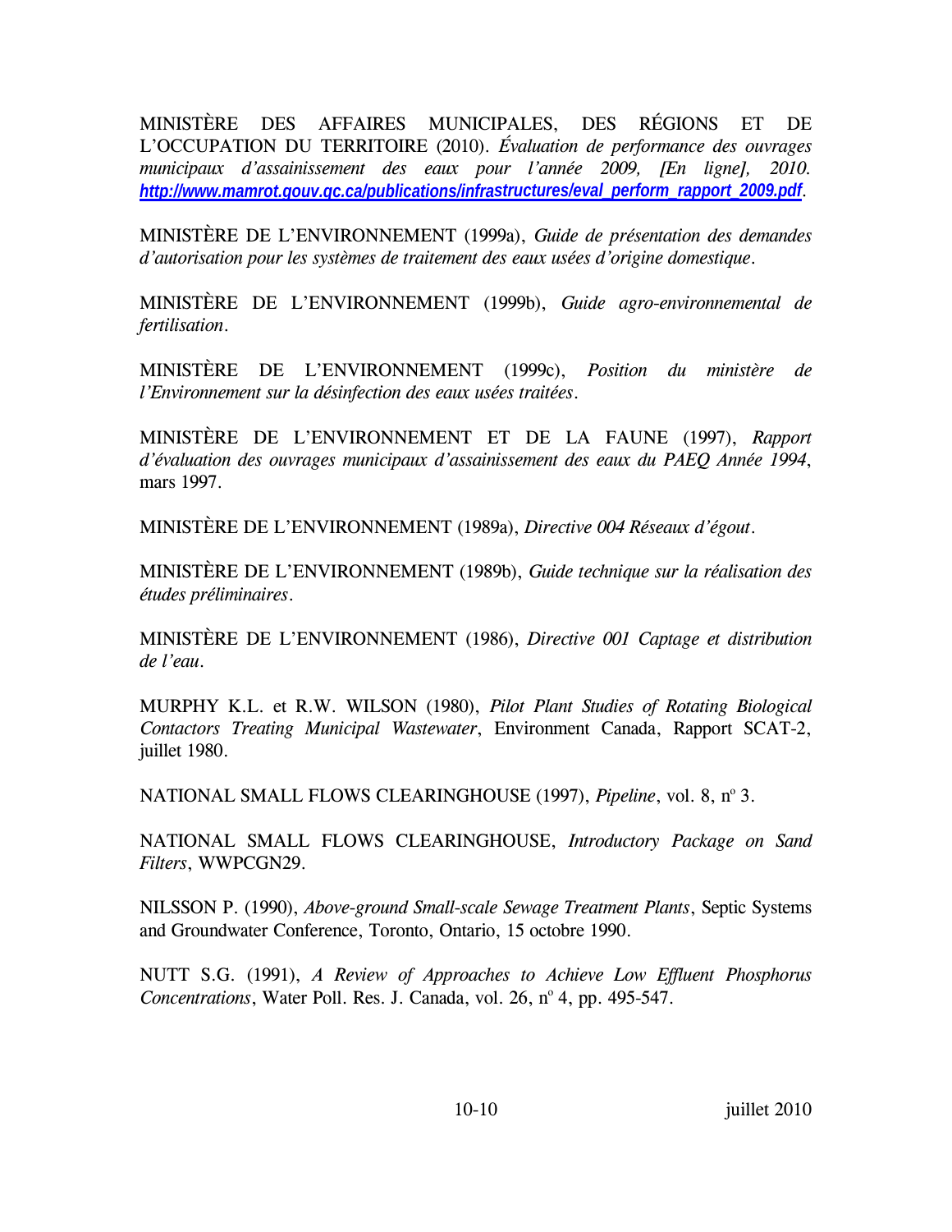MINISTÈRE DES AFFAIRES MUNICIPALES, DES RÉGIONS ET DE L'OCCUPATION DU TERRITOIRE (2010). *Évaluation de performance des ouvrages municipaux d'assainissement des eaux pour l'année 2009, [En ligne], 2010.* http://www.mamrot.gouv.qc.ca/publications/infrastructures/eval_perform_rapport_2009.pdf.

MINISTÈRE DE L'ENVIRONNEMENT (1999a), *Guide de présentation des demandes d'autorisation pour les systèmes de traitement des eaux usées d'origine domestique*.

MINISTÈRE DE L'ENVIRONNEMENT (1999b), *Guide agro-environnemental de fertilisation*.

MINISTÈRE DE L'ENVIRONNEMENT (1999c), *Position du ministère de l'Environnement sur la désinfection des eaux usées traitées*.

MINISTÈRE DE L'ENVIRONNEMENT ET DE LA FAUNE (1997), *Rapport d'évaluation des ouvrages municipaux d'assainissement des eaux du PAEQ Année 1994*, mars 1997.

MINISTÈRE DE L'ENVIRONNEMENT (1989a), *Directive 004 Réseaux d'égout*.

MINISTÈRE DE L'ENVIRONNEMENT (1989b), *Guide technique sur la réalisation des études préliminaires*.

MINISTÈRE DE L'ENVIRONNEMENT (1986), *Directive 001 Captage et distribution de l'eau*.

MURPHY K.L. et R.W. WILSON (1980), *Pilot Plant Studies of Rotating Biological Contactors Treating Municipal Wastewater*, Environment Canada, Rapport SCAT-2, juillet 1980.

NATIONAL SMALL FLOWS CLEARINGHOUSE (1997), *Pipeline*, vol. 8, nº 3.

NATIONAL SMALL FLOWS CLEARINGHOUSE, *Introductory Package on Sand Filters*, WWPCGN29.

NILSSON P. (1990), *Above-ground Small-scale Sewage Treatment Plants*, Septic Systems and Groundwater Conference, Toronto, Ontario, 15 octobre 1990.

NUTT S.G. (1991), *A Review of Approaches to Achieve Low Effluent Phosphorus Concentrations*, Water Poll. Res. J. Canada, vol. 26, nº 4, pp. 495-547.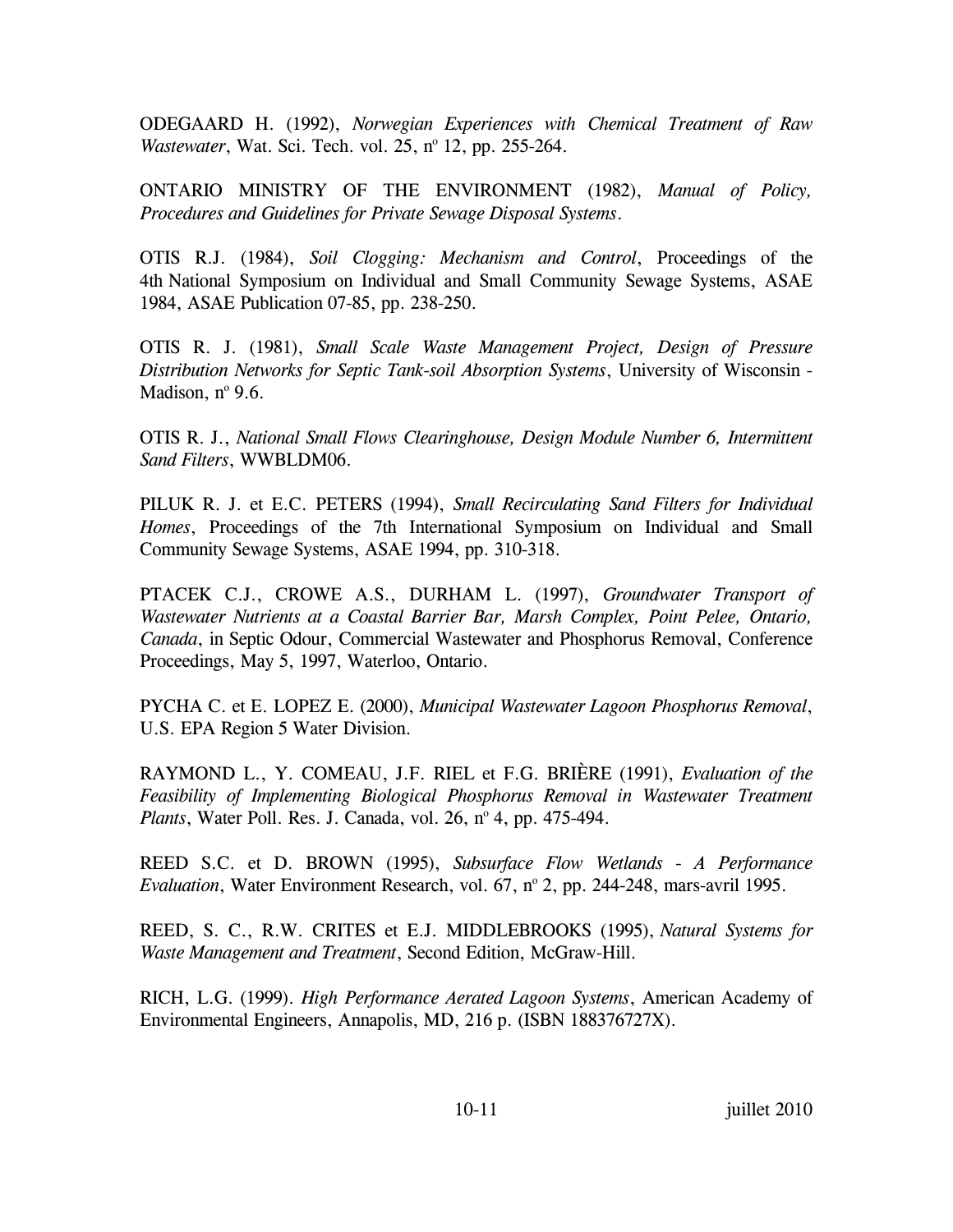ODEGAARD H. (1992), *Norwegian Experiences with Chemical Treatment of Raw Wastewater*, Wat. Sci. Tech. vol. 25, nº 12, pp. 255-264.

ONTARIO MINISTRY OF THE ENVIRONMENT (1982), *Manual of Policy, Procedures and Guidelines for Private Sewage Disposal Systems*.

OTIS R.J. (1984), *Soil Clogging: Mechanism and Control*, Proceedings of the 4th National Symposium on Individual and Small Community Sewage Systems, ASAE 1984, ASAE Publication 07-85, pp. 238-250.

OTIS R. J. (1981), *Small Scale Waste Management Project, Design of Pressure Distribution Networks for Septic Tank-soil Absorption Systems*, University of Wisconsin - Madison, nº 9.6.

OTIS R. J., *National Small Flows Clearinghouse, Design Module Number 6, Intermittent Sand Filters*, WWBLDM06.

PILUK R. J. et E.C. PETERS (1994), *Small Recirculating Sand Filters for Individual Homes*, Proceedings of the 7th International Symposium on Individual and Small Community Sewage Systems, ASAE 1994, pp. 310-318.

PTACEK C.J., CROWE A.S., DURHAM L. (1997), *Groundwater Transport of Wastewater Nutrients at a Coastal Barrier Bar, Marsh Complex, Point Pelee, Ontario, Canada*, in Septic Odour, Commercial Wastewater and Phosphorus Removal, Conference Proceedings, May 5, 1997, Waterloo, Ontario.

PYCHA C. et E. LOPEZ E. (2000), *Municipal Wastewater Lagoon Phosphorus Removal*, U.S. EPA Region 5 Water Division.

RAYMOND L., Y. COMEAU, J.F. RIEL et F.G. BRIÈRE (1991), *Evaluation of the Feasibility of Implementing Biological Phosphorus Removal in Wastewater Treatment Plants*, Water Poll. Res. J. Canada, vol. 26, nº 4, pp. 475-494.

REED S.C. et D. BROWN (1995), *Subsurface Flow Wetlands - A Performance Evaluation*, Water Environment Research, vol. 67, nº 2, pp. 244-248, mars-avril 1995.

REED, S. C., R.W. CRITES et E.J. MIDDLEBROOKS (1995), *Natural Systems for Waste Management and Treatment*, Second Edition, McGraw-Hill.

RICH, L.G. (1999). *High Performance Aerated Lagoon Systems*, American Academy of Environmental Engineers, Annapolis, MD, 216 p. (ISBN 188376727X).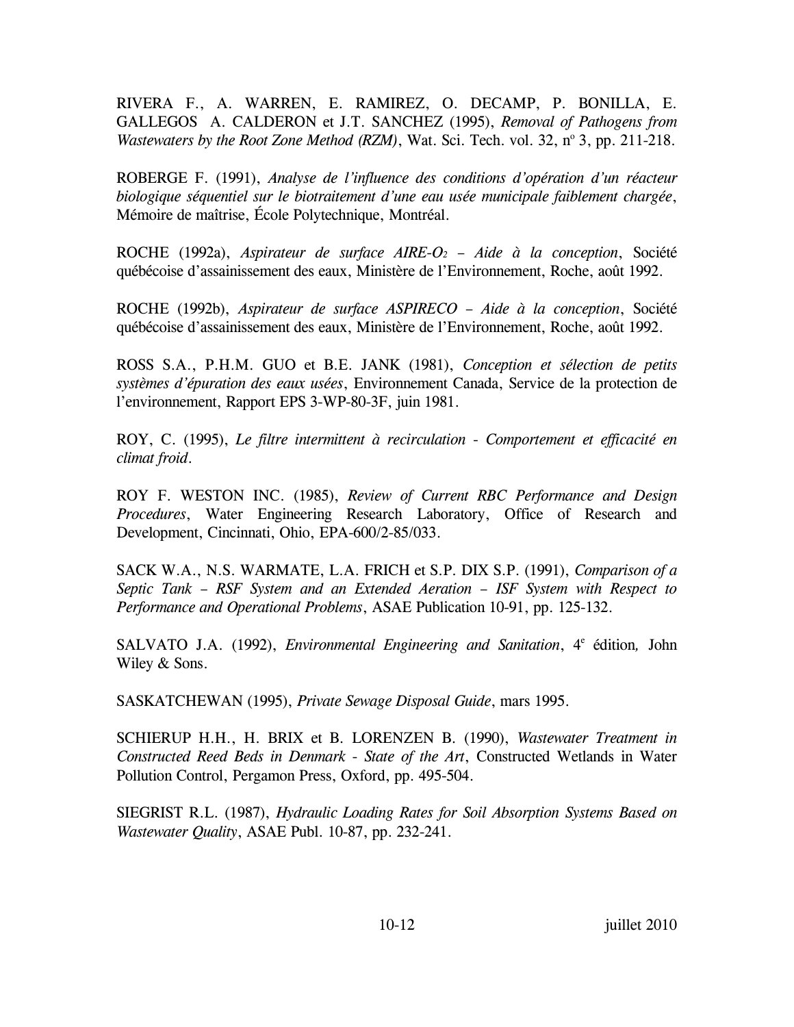RIVERA F., A. WARREN, E. RAMIREZ, O. DECAMP, P. BONILLA, E. GALLEGOS A. CALDERON et J.T. SANCHEZ (1995), *Removal of Pathogens from Wastewaters by the Root Zone Method (RZM)*, Wat. Sci. Tech. vol. 32, n° 3, pp. 211-218.

ROBERGE F. (1991), *Analyse de l'influence des conditions d'opération d'un réacteur biologique séquentiel sur le biotraitement d'une eau usée municipale faiblement chargée*, Mémoire de maîtrise, École Polytechnique, Montréal.

ROCHE (1992a), *Aspirateur de surface AIRE-O$_2$ – Aide à la conception*, Société québécoise d'assainissement des eaux, Ministère de l'Environnement, Roche, août 1992.

ROCHE (1992b), *Aspirateur de surface ASPIRECO – Aide à la conception*, Société québécoise d'assainissement des eaux, Ministère de l'Environnement, Roche, août 1992.

ROSS S.A., P.H.M. GUO et B.E. JANK (1981), *Conception et sélection de petits systèmes d'épuration des eaux usées*, Environnement Canada, Service de la protection de l'environnement, Rapport EPS 3-WP-80-3F, juin 1981.

ROY, C. (1995), *Le filtre intermittent à recirculation - Comportement et efficacité en climat froid*.

ROY F. WESTON INC. (1985), *Review of Current RBC Performance and Design Procedures*, Water Engineering Research Laboratory, Office of Research and Development, Cincinnati, Ohio, EPA-600/2-85/033.

SACK W.A., N.S. WARMATE, L.A. FRICH et S.P. DIX S.P. (1991), *Comparison of a Septic Tank – RSF System and an Extended Aeration – ISF System with Respect to Performance and Operational Problems*, ASAE Publication 10-91, pp. 125-132.

SALVATO J.A. (1992), *Environmental Engineering and Sanitation*, 4e édition, John Wiley & Sons.

SASKATCHEWAN (1995), *Private Sewage Disposal Guide*, mars 1995.

SCHIERUP H.H., H. BRIX et B. LORENZEN B. (1990), *Wastewater Treatment in Constructed Reed Beds in Denmark - State of the Art*, Constructed Wetlands in Water Pollution Control, Pergamon Press, Oxford, pp. 495-504.

SIEGRIST R.L. (1987), *Hydraulic Loading Rates for Soil Absorption Systems Based on Wastewater Quality*, ASAE Publ. 10-87, pp. 232-241.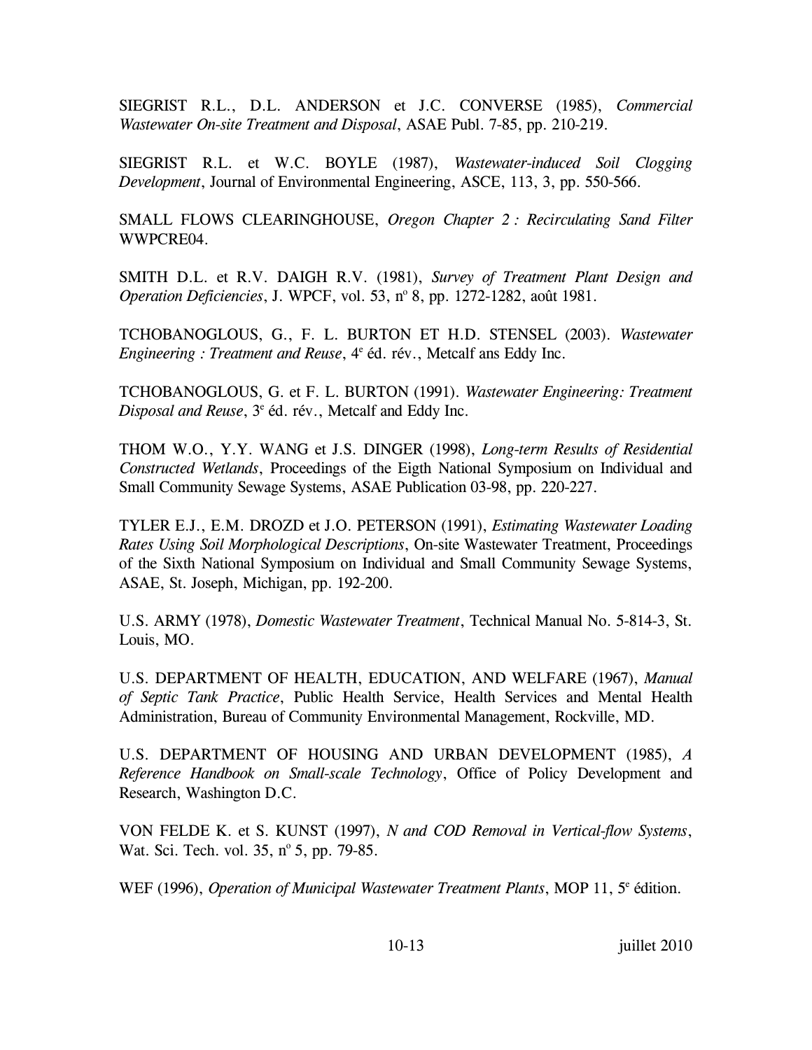SIEGRIST R.L., D.L. ANDERSON et J.C. CONVERSE (1985), *Commercial Wastewater On-site Treatment and Disposal*, ASAE Publ. 7-85, pp. 210-219.

SIEGRIST R.L. et W.C. BOYLE (1987), *Wastewater-induced Soil Clogging Development*, Journal of Environmental Engineering, ASCE, 113, 3, pp. 550-566.

SMALL FLOWS CLEARINGHOUSE, *Oregon Chapter 2 : Recirculating Sand Filter* WWPCRE04.

SMITH D.L. et R.V. DAIGH R.V. (1981), *Survey of Treatment Plant Design and Operation Deficiencies*, J. WPCF, vol. 53, nº 8, pp. 1272-1282, août 1981.

TCHOBANOGLOUS, G., F. L. BURTON ET H.D. STENSEL (2003). *Wastewater Engineering : Treatment and Reuse*, 4e éd. rév., Metcalf ans Eddy Inc.

TCHOBANOGLOUS, G. et F. L. BURTON (1991). *Wastewater Engineering: Treatment Disposal and Reuse*, 3e éd. rév., Metcalf and Eddy Inc.

THOM W.O., Y.Y. WANG et J.S. DINGER (1998), *Long-term Results of Residential Constructed Wetlands*, Proceedings of the Eigth National Symposium on Individual and Small Community Sewage Systems, ASAE Publication 03-98, pp. 220-227.

TYLER E.J., E.M. DROZD et J.O. PETERSON (1991), *Estimating Wastewater Loading Rates Using Soil Morphological Descriptions*, On-site Wastewater Treatment, Proceedings of the Sixth National Symposium on Individual and Small Community Sewage Systems, ASAE, St. Joseph, Michigan, pp. 192-200.

U.S. ARMY (1978), *Domestic Wastewater Treatment*, Technical Manual No. 5-814-3, St. Louis, MO.

U.S. DEPARTMENT OF HEALTH, EDUCATION, AND WELFARE (1967), *Manual of Septic Tank Practice*, Public Health Service, Health Services and Mental Health Administration, Bureau of Community Environmental Management, Rockville, MD.

U.S. DEPARTMENT OF HOUSING AND URBAN DEVELOPMENT (1985), *A Reference Handbook on Small-scale Technology*, Office of Policy Development and Research, Washington D.C.

VON FELDE K. et S. KUNST (1997), *N and COD Removal in Vertical-flow Systems*, Wat. Sci. Tech. vol. 35, nº 5, pp. 79-85.

WEF (1996), *Operation of Municipal Wastewater Treatment Plants*, MOP 11, 5e édition.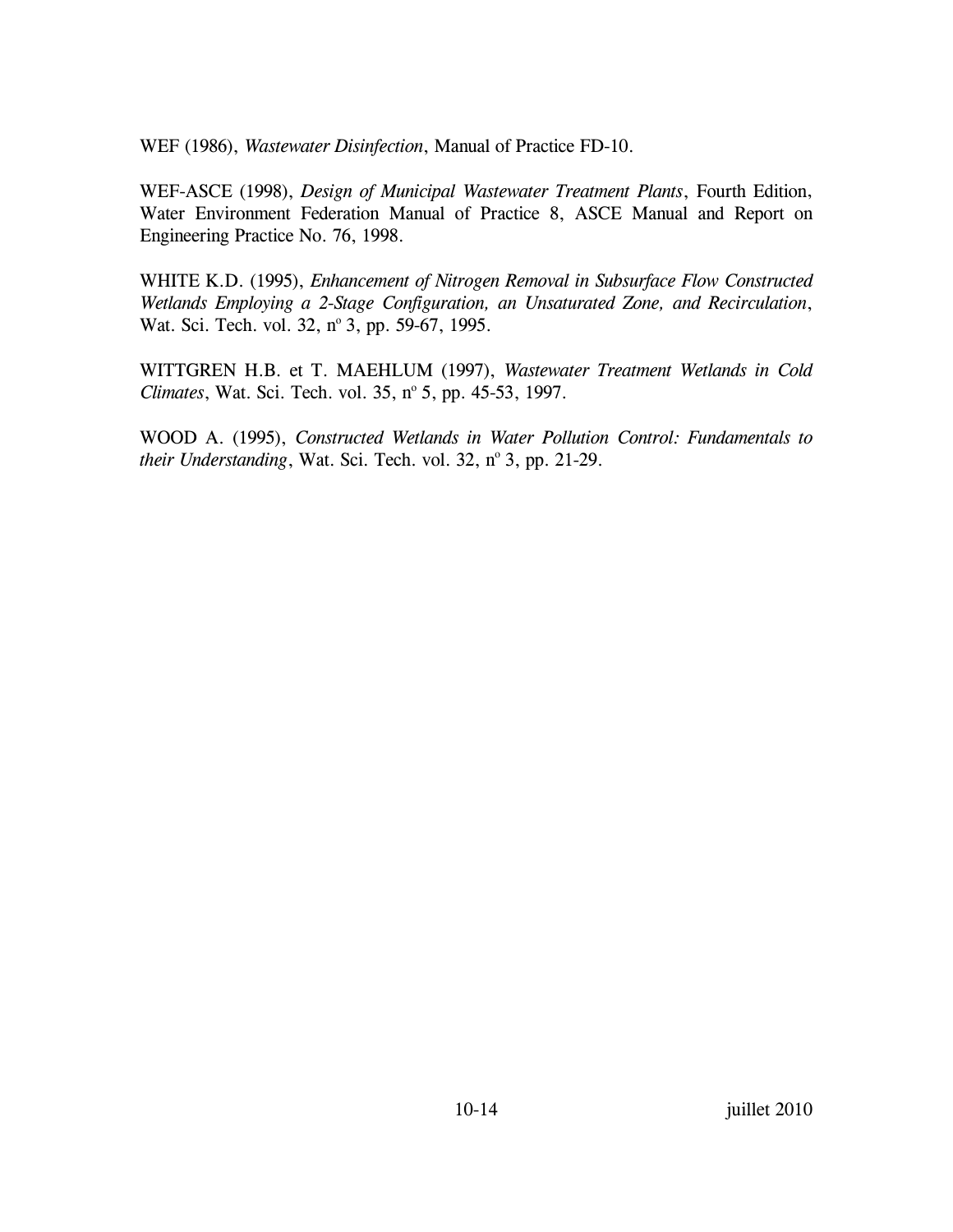WEF (1986), *Wastewater Disinfection*, Manual of Practice FD-10.

WEF-ASCE (1998), *Design of Municipal Wastewater Treatment Plants*, Fourth Edition, Water Environment Federation Manual of Practice 8, ASCE Manual and Report on Engineering Practice No. 76, 1998.

WHITE K.D. (1995), *Enhancement of Nitrogen Removal in Subsurface Flow Constructed Wetlands Employing a 2-Stage Configuration, an Unsaturated Zone, and Recirculation*, Wat. Sci. Tech. vol. 32, nº 3, pp. 59-67, 1995.

WITTGREN H.B. et T. MAEHLUM (1997), *Wastewater Treatment Wetlands in Cold Climates*, Wat. Sci. Tech. vol. 35, nº 5, pp. 45-53, 1997.

WOOD A. (1995), *Constructed Wetlands in Water Pollution Control: Fundamentals to their Understanding*, Wat. Sci. Tech. vol. 32, nº 3, pp. 21-29.